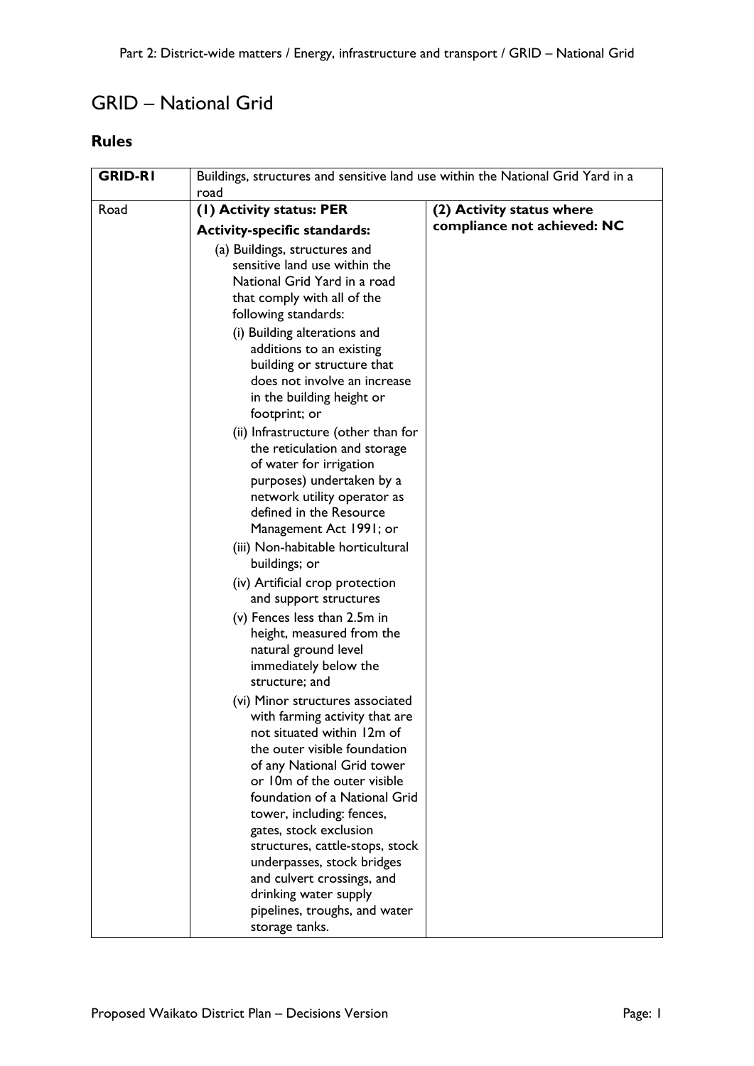# GRID – National Grid

## Rules

| GRID-R1 | Buildings, structures and sensitive land use within the National Grid Yard in a road | |
|---|---|---|
| Road | **(1) Activity status: PER**<br><br>**Activity-specific standards:**<br><br>(a) Buildings, structures and sensitive land use within the National Grid Yard in a road that comply with all of the following standards:<br><br>(i) Building alterations and additions to an existing building or structure that does not involve an increase in the building height or footprint; or<br><br>(ii) Infrastructure (other than for the reticulation and storage of water for irrigation purposes) undertaken by a network utility operator as defined in the Resource Management Act 1991; or<br><br>(iii) Non-habitable horticultural buildings; or<br><br>(iv) Artificial crop protection and support structures<br><br>(v) Fences less than 2.5m in height, measured from the natural ground level immediately below the structure; and<br><br>(vi) Minor structures associated with farming activity that are not situated within 12m of the outer visible foundation of any National Grid tower or 10m of the outer visible foundation of a National Grid tower, including: fences, gates, stock exclusion structures, cattle-stops, stock underpasses, stock bridges and culvert crossings, and drinking water supply pipelines, troughs, and water storage tanks. | **(2) Activity status where compliance not achieved: NC** |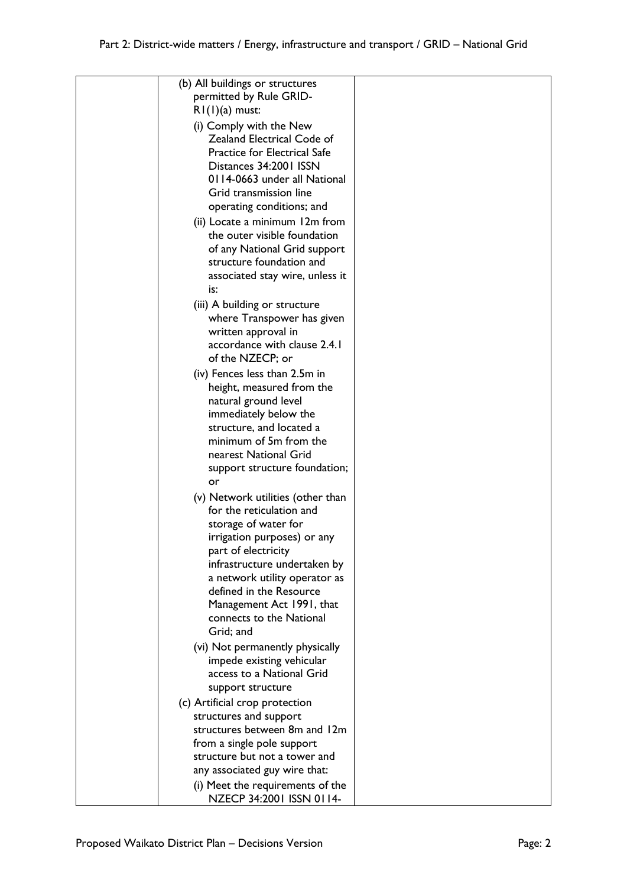| | | |
|---|---|---|
| | (b) All buildings or structures permitted by Rule GRID-R1(1)(a) must:<br>(i) Comply with the New Zealand Electrical Code of Practice for Electrical Safe Distances 34:2001 ISSN 0114-0663 under all National Grid transmission line operating conditions; and<br>(ii) Locate a minimum 12m from the outer visible foundation of any National Grid support structure foundation and associated stay wire, unless it is:<br>(iii) A building or structure where Transpower has given written approval in accordance with clause 2.4.1 of the NZECP; or<br>(iv) Fences less than 2.5m in height, measured from the natural ground level immediately below the structure, and located a minimum of 5m from the nearest National Grid support structure foundation; or<br>(v) Network utilities (other than for the reticulation and storage of water for irrigation purposes) or any part of electricity infrastructure undertaken by a network utility operator as defined in the Resource Management Act 1991, that connects to the National Grid; and<br>(vi) Not permanently physically impede existing vehicular access to a National Grid support structure<br>(c) Artificial crop protection structures and support structures between 8m and 12m from a single pole support structure but not a tower and any associated guy wire that:<br>(i) Meet the requirements of the NZECP 34:2001 ISSN 0114- | |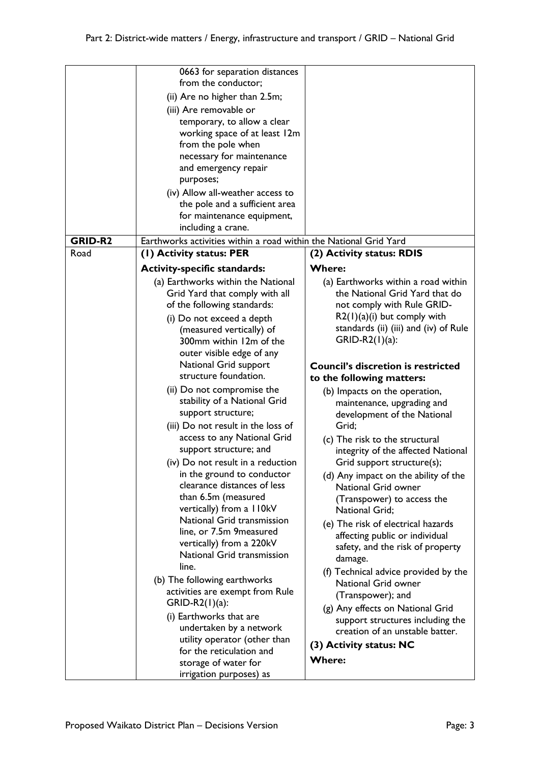| | | |
|---|---|---|
| | 0663 for separation distances from the conductor;<br>(ii) Are no higher than 2.5m;<br>(iii) Are removable or temporary, to allow a clear working space of at least 12m from the pole when necessary for maintenance and emergency repair purposes;<br>(iv) Allow all-weather access to the pole and a sufficient area for maintenance equipment, including a crane. | |
| **GRID-R2** | Earthworks activities within a road within the National Grid Yard | |
| Road | **(1) Activity status: PER**<br>**Activity-specific standards:**<br>(a) Earthworks within the National Grid Yard that comply with all of the following standards:<br>(i) Do not exceed a depth (measured vertically) of 300mm within 12m of the outer visible edge of any National Grid support structure foundation.<br>(ii) Do not compromise the stability of a National Grid support structure;<br>(iii) Do not result in the loss of access to any National Grid support structure; and<br>(iv) Do not result in a reduction in the ground to conductor clearance distances of less than 6.5m (measured vertically) from a 110kV National Grid transmission line, or 7.5m 9measured vertically) from a 220kV National Grid transmission line.<br>(b) The following earthworks activities are exempt from Rule GRID-R2(1)(a):<br>(i) Earthworks that are undertaken by a network utility operator (other than for the reticulation and storage of water for irrigation purposes) as | **(2) Activity status: RDIS**<br>**Where:**<br>(a) Earthworks within a road within the National Grid Yard that do not comply with Rule GRID-R2(1)(a)(i) but comply with standards (ii) (iii) and (iv) of Rule GRID-R2(1)(a):<br>**Council's discretion is restricted to the following matters:**<br>(b) Impacts on the operation, maintenance, upgrading and development of the National Grid;<br>(c) The risk to the structural integrity of the affected National Grid support structure(s);<br>(d) Any impact on the ability of the National Grid owner (Transpower) to access the National Grid;<br>(e) The risk of electrical hazards affecting public or individual safety, and the risk of property damage.<br>(f) Technical advice provided by the National Grid owner (Transpower); and<br>(g) Any effects on National Grid support structures including the creation of an unstable batter.<br>**(3) Activity status: NC**<br>**Where:** |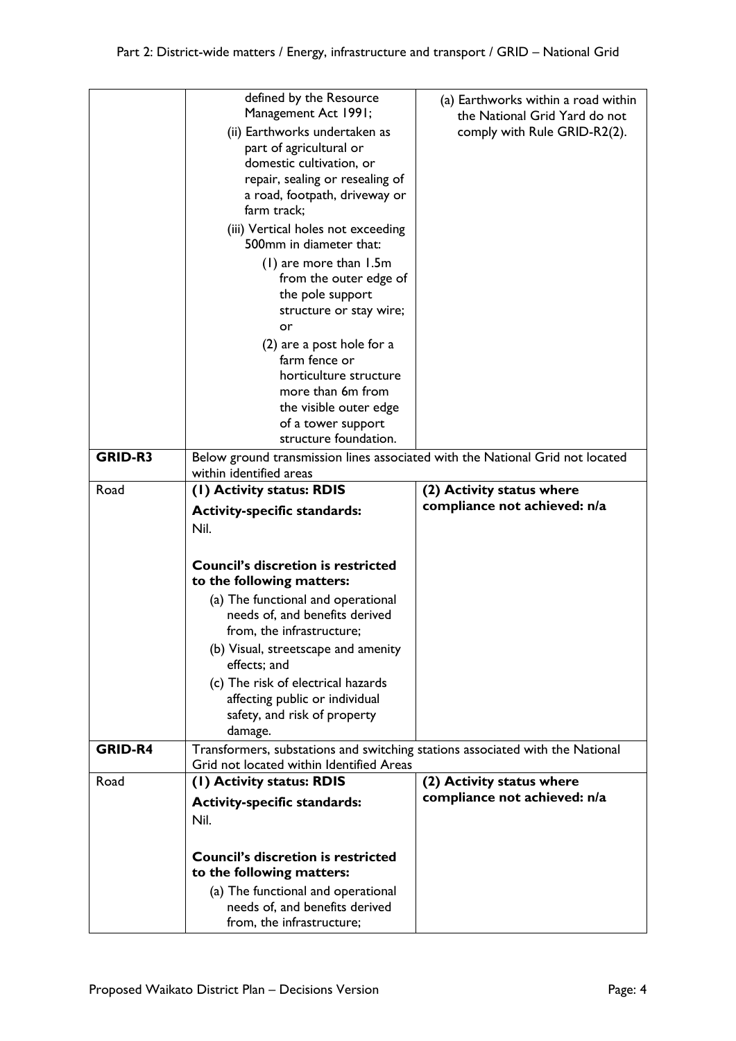| | | |
|---|---|---|
| | defined by the Resource Management Act 1991;<br>(ii) Earthworks undertaken as part of agricultural or domestic cultivation, or repair, sealing or resealing of a road, footpath, driveway or farm track;<br>(iii) Vertical holes not exceeding 500mm in diameter that:<br>(1) are more than 1.5m from the outer edge of the pole support structure or stay wire; or<br>(2) are a post hole for a farm fence or horticulture structure more than 6m from the visible outer edge of a tower support structure foundation. | (a) Earthworks within a road within the National Grid Yard do not comply with Rule GRID-R2(2). |
| **GRID-R3** | Below ground transmission lines associated with the National Grid not located within identified areas | |
| Road | **(1) Activity status: RDIS**<br>**Activity-specific standards:**<br>Nil.<br><br>**Council's discretion is restricted to the following matters:**<br>(a) The functional and operational needs of, and benefits derived from, the infrastructure;<br>(b) Visual, streetscape and amenity effects; and<br>(c) The risk of electrical hazards affecting public or individual safety, and risk of property damage. | **(2) Activity status where compliance not achieved: n/a** |
| **GRID-R4** | Transformers, substations and switching stations associated with the National Grid not located within Identified Areas | |
| Road | **(1) Activity status: RDIS**<br>**Activity-specific standards:**<br>Nil.<br><br>**Council's discretion is restricted to the following matters:**<br>(a) The functional and operational needs of, and benefits derived from, the infrastructure; | **(2) Activity status where compliance not achieved: n/a** |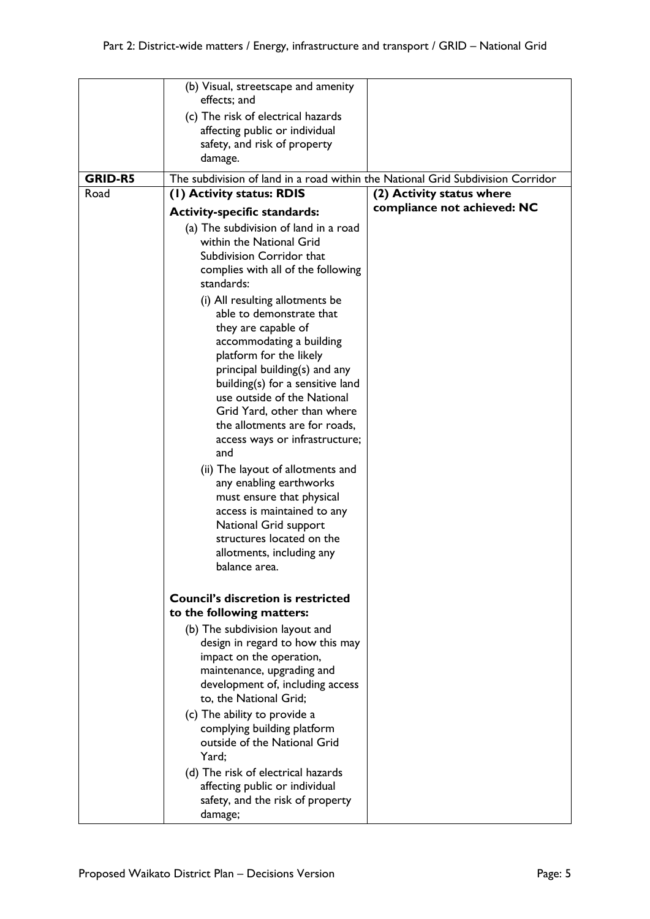| | | |
|---|---|---|
| | (b) Visual, streetscape and amenity effects; and<br>(c) The risk of electrical hazards affecting public or individual safety, and risk of property damage. | |
| **GRID-R5** | The subdivision of land in a road within the National Grid Subdivision Corridor | |
| Road | **(1) Activity status: RDIS**<br><br>**Activity-specific standards:**<br><br>(a) The subdivision of land in a road within the National Grid Subdivision Corridor that complies with all of the following standards:<br><br>(i) All resulting allotments be able to demonstrate that they are capable of accommodating a building platform for the likely principal building(s) and any building(s) for a sensitive land use outside of the National Grid Yard, other than where the allotments are for roads, access ways or infrastructure; and<br><br>(ii) The layout of allotments and any enabling earthworks must ensure that physical access is maintained to any National Grid support structures located on the allotments, including any balance area.<br><br>**Council's discretion is restricted to the following matters:**<br><br>(b) The subdivision layout and design in regard to how this may impact on the operation, maintenance, upgrading and development of, including access to, the National Grid;<br><br>(c) The ability to provide a complying building platform outside of the National Grid Yard;<br><br>(d) The risk of electrical hazards affecting public or individual safety, and the risk of property damage; | **(2) Activity status where compliance not achieved: NC** |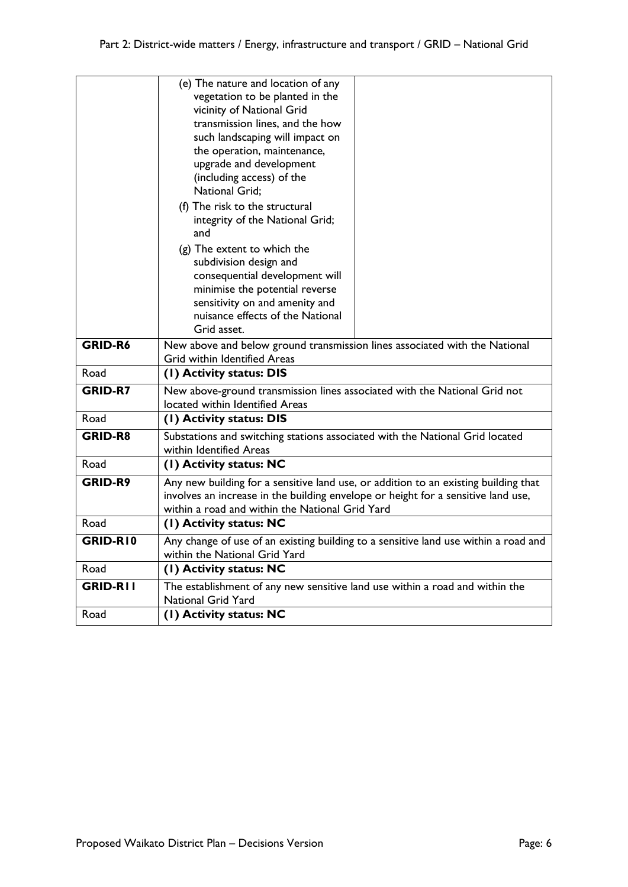| | | |
|---|---|---|
| | (e) The nature and location of any vegetation to be planted in the vicinity of National Grid transmission lines, and the how such landscaping will impact on the operation, maintenance, upgrade and development (including access) of the National Grid;<br>(f) The risk to the structural integrity of the National Grid; and<br>(g) The extent to which the subdivision design and consequential development will minimise the potential reverse sensitivity on and amenity and nuisance effects of the National Grid asset. | |
| **GRID-R6** | New above and below ground transmission lines associated with the National Grid within Identified Areas | |
| Road | **(1) Activity status: DIS** | |
| **GRID-R7** | New above-ground transmission lines associated with the National Grid not located within Identified Areas | |
| Road | **(1) Activity status: DIS** | |
| **GRID-R8** | Substations and switching stations associated with the National Grid located within Identified Areas | |
| Road | **(1) Activity status: NC** | |
| **GRID-R9** | Any new building for a sensitive land use, or addition to an existing building that involves an increase in the building envelope or height for a sensitive land use, within a road and within the National Grid Yard | |
| Road | **(1) Activity status: NC** | |
| **GRID-R10** | Any change of use of an existing building to a sensitive land use within a road and within the National Grid Yard | |
| Road | **(1) Activity status: NC** | |
| **GRID-R11** | The establishment of any new sensitive land use within a road and within the National Grid Yard | |
| Road | **(1) Activity status: NC** | |